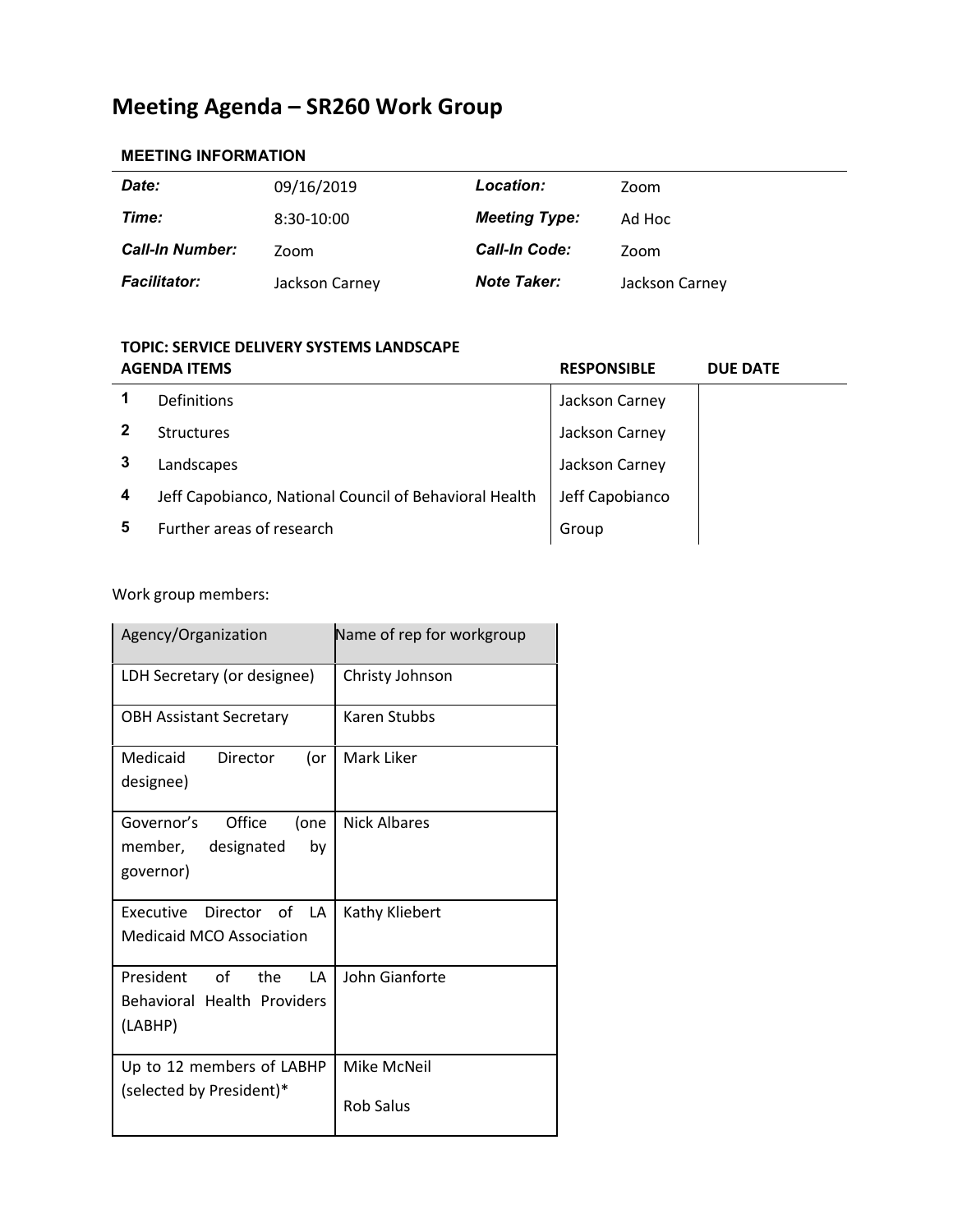# Meeting Agenda – SR260 Work Group

## MEETING INFORMATION

| | | | |
|---|---|---|---|
| ***Date:*** | 09/16/2019 | ***Location:*** | Zoom |
| ***Time:*** | 8:30-10:00 | ***Meeting Type:*** | Ad Hoc |
| ***Call-In Number:*** | Zoom | ***Call-In Code:*** | Zoom |
| ***Facilitator:*** | Jackson Carney | ***Note Taker:*** | Jackson Carney |

**TOPIC: SERVICE DELIVERY SYSTEMS LANDSCAPE**

| | AGENDA ITEMS | RESPONSIBLE | DUE DATE |
|---|---|---|---|
| **1** | Definitions | Jackson Carney | |
| **2** | Structures | Jackson Carney | |
| **3** | Landscapes | Jackson Carney | |
| **4** | Jeff Capobianco, National Council of Behavioral Health | Jeff Capobianco | |
| **5** | Further areas of research | Group | |

Work group members:

| Agency/Organization | Name of rep for workgroup |
|---|---|
| LDH Secretary (or designee) | Christy Johnson |
| OBH Assistant Secretary | Karen Stubbs |
| Medicaid Director (or designee) | Mark Liker |
| Governor's Office (one member, designated by governor) | Nick Albares |
| Executive Director of LA Medicaid MCO Association | Kathy Kliebert |
| President of the LA Behavioral Health Providers (LABHP) | John Gianforte |
| Up to 12 members of LABHP (selected by President)* | Mike McNeil<br><br>Rob Salus |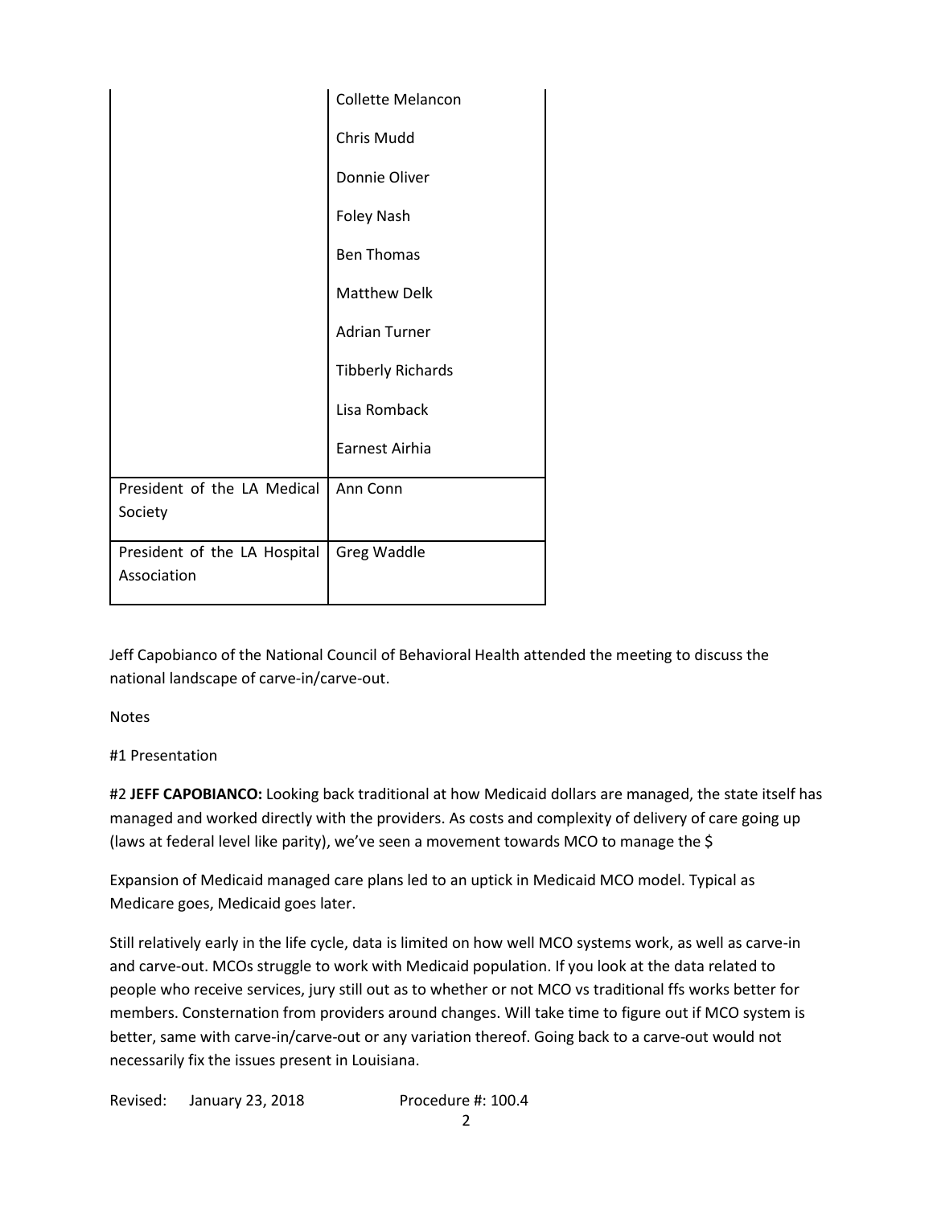| | |
|---|---|
| | Collette Melancon<br>Chris Mudd<br>Donnie Oliver<br>Foley Nash<br>Ben Thomas<br>Matthew Delk<br>Adrian Turner<br>Tibberly Richards<br>Lisa Romback<br>Earnest Airhia |
| President of the LA Medical Society | Ann Conn |
| President of the LA Hospital Association | Greg Waddle |

Jeff Capobianco of the National Council of Behavioral Health attended the meeting to discuss the national landscape of carve-in/carve-out.

Notes

#1 Presentation

#2 **JEFF CAPOBIANCO:** Looking back traditional at how Medicaid dollars are managed, the state itself has managed and worked directly with the providers. As costs and complexity of delivery of care going up (laws at federal level like parity), we've seen a movement towards MCO to manage the $

Expansion of Medicaid managed care plans led to an uptick in Medicaid MCO model. Typical as Medicare goes, Medicaid goes later.

Still relatively early in the life cycle, data is limited on how well MCO systems work, as well as carve-in and carve-out. MCOs struggle to work with Medicaid population. If you look at the data related to people who receive services, jury still out as to whether or not MCO vs traditional ffs works better for members. Consternation from providers around changes. Will take time to figure out if MCO system is better, same with carve-in/carve-out or any variation thereof. Going back to a carve-out would not necessarily fix the issues present in Louisiana.

Revised: January 23, 2018 Procedure #: 100.4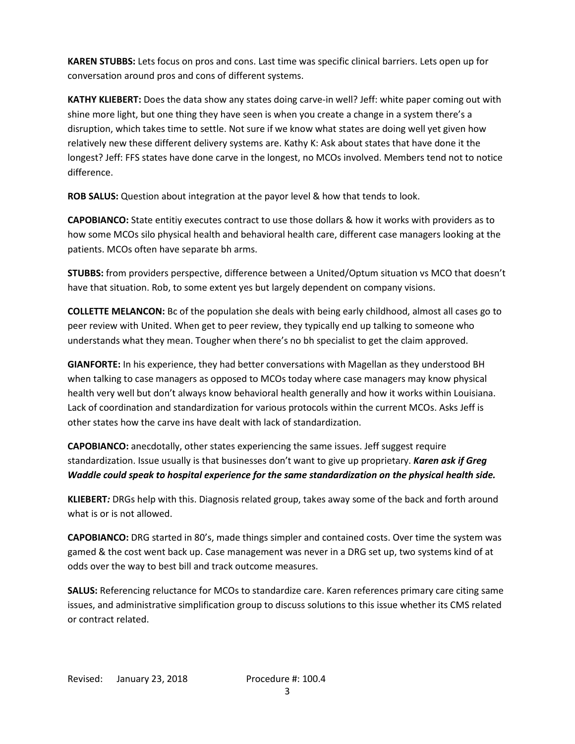**KAREN STUBBS:** Lets focus on pros and cons. Last time was specific clinical barriers. Lets open up for conversation around pros and cons of different systems.

**KATHY KLIEBERT:** Does the data show any states doing carve-in well? Jeff: white paper coming out with shine more light, but one thing they have seen is when you create a change in a system there's a disruption, which takes time to settle. Not sure if we know what states are doing well yet given how relatively new these different delivery systems are. Kathy K: Ask about states that have done it the longest? Jeff: FFS states have done carve in the longest, no MCOs involved. Members tend not to notice difference.

**ROB SALUS:** Question about integration at the payor level & how that tends to look.

**CAPOBIANCO:** State entitiy executes contract to use those dollars & how it works with providers as to how some MCOs silo physical health and behavioral health care, different case managers looking at the patients. MCOs often have separate bh arms.

**STUBBS:** from providers perspective, difference between a United/Optum situation vs MCO that doesn't have that situation. Rob, to some extent yes but largely dependent on company visions.

**COLLETTE MELANCON:** Bc of the population she deals with being early childhood, almost all cases go to peer review with United. When get to peer review, they typically end up talking to someone who understands what they mean. Tougher when there's no bh specialist to get the claim approved.

**GIANFORTE:** In his experience, they had better conversations with Magellan as they understood BH when talking to case managers as opposed to MCOs today where case managers may know physical health very well but don't always know behavioral health generally and how it works within Louisiana. Lack of coordination and standardization for various protocols within the current MCOs. Asks Jeff is other states how the carve ins have dealt with lack of standardization.

**CAPOBIANCO:** anecdotally, other states experiencing the same issues. Jeff suggest require standardization. Issue usually is that businesses don't want to give up proprietary. ***Karen ask if Greg Waddle could speak to hospital experience for the same standardization on the physical health side.***

**KLIEBERT*:*** DRGs help with this. Diagnosis related group, takes away some of the back and forth around what is or is not allowed.

**CAPOBIANCO:** DRG started in 80's, made things simpler and contained costs. Over time the system was gamed & the cost went back up. Case management was never in a DRG set up, two systems kind of at odds over the way to best bill and track outcome measures.

**SALUS:** Referencing reluctance for MCOs to standardize care. Karen references primary care citing same issues, and administrative simplification group to discuss solutions to this issue whether its CMS related or contract related.

Revised: January 23, 2018 Procedure #: 100.4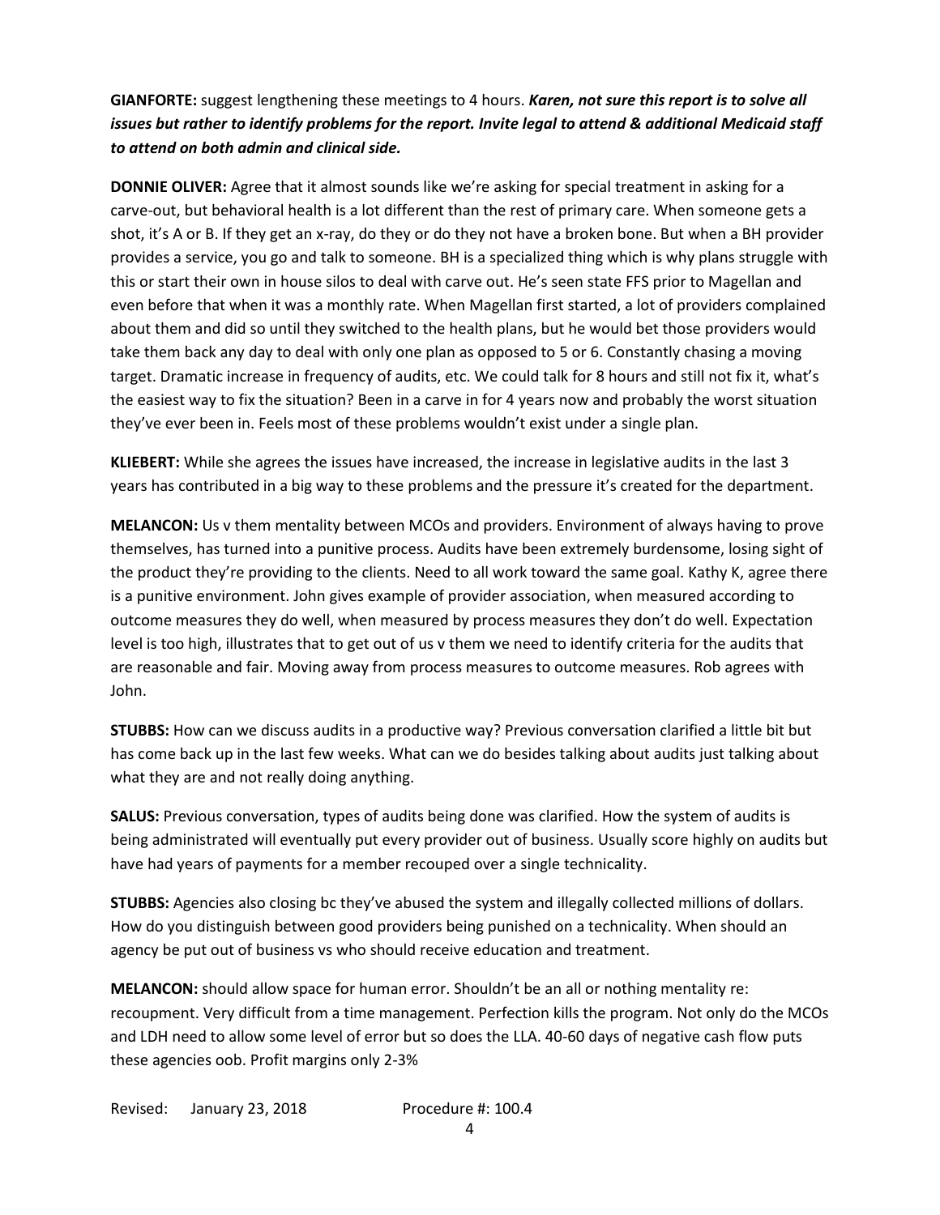**GIANFORTE:** suggest lengthening these meetings to 4 hours. ***Karen, not sure this report is to solve all issues but rather to identify problems for the report. Invite legal to attend & additional Medicaid staff to attend on both admin and clinical side.***

**DONNIE OLIVER:** Agree that it almost sounds like we're asking for special treatment in asking for a carve-out, but behavioral health is a lot different than the rest of primary care. When someone gets a shot, it's A or B. If they get an x-ray, do they or do they not have a broken bone. But when a BH provider provides a service, you go and talk to someone. BH is a specialized thing which is why plans struggle with this or start their own in house silos to deal with carve out. He's seen state FFS prior to Magellan and even before that when it was a monthly rate. When Magellan first started, a lot of providers complained about them and did so until they switched to the health plans, but he would bet those providers would take them back any day to deal with only one plan as opposed to 5 or 6. Constantly chasing a moving target. Dramatic increase in frequency of audits, etc. We could talk for 8 hours and still not fix it, what's the easiest way to fix the situation? Been in a carve in for 4 years now and probably the worst situation they've ever been in. Feels most of these problems wouldn't exist under a single plan.

**KLIEBERT:** While she agrees the issues have increased, the increase in legislative audits in the last 3 years has contributed in a big way to these problems and the pressure it's created for the department.

**MELANCON:** Us v them mentality between MCOs and providers. Environment of always having to prove themselves, has turned into a punitive process. Audits have been extremely burdensome, losing sight of the product they're providing to the clients. Need to all work toward the same goal. Kathy K, agree there is a punitive environment. John gives example of provider association, when measured according to outcome measures they do well, when measured by process measures they don't do well. Expectation level is too high, illustrates that to get out of us v them we need to identify criteria for the audits that are reasonable and fair. Moving away from process measures to outcome measures. Rob agrees with John.

**STUBBS:** How can we discuss audits in a productive way? Previous conversation clarified a little bit but has come back up in the last few weeks. What can we do besides talking about audits just talking about what they are and not really doing anything.

**SALUS:** Previous conversation, types of audits being done was clarified. How the system of audits is being administrated will eventually put every provider out of business. Usually score highly on audits but have had years of payments for a member recouped over a single technicality.

**STUBBS:** Agencies also closing bc they've abused the system and illegally collected millions of dollars. How do you distinguish between good providers being punished on a technicality. When should an agency be put out of business vs who should receive education and treatment.

**MELANCON:** should allow space for human error. Shouldn't be an all or nothing mentality re: recoupment. Very difficult from a time management. Perfection kills the program. Not only do the MCOs and LDH need to allow some level of error but so does the LLA. 40-60 days of negative cash flow puts these agencies oob. Profit margins only 2-3%

Revised: January 23, 2018 Procedure #: 100.4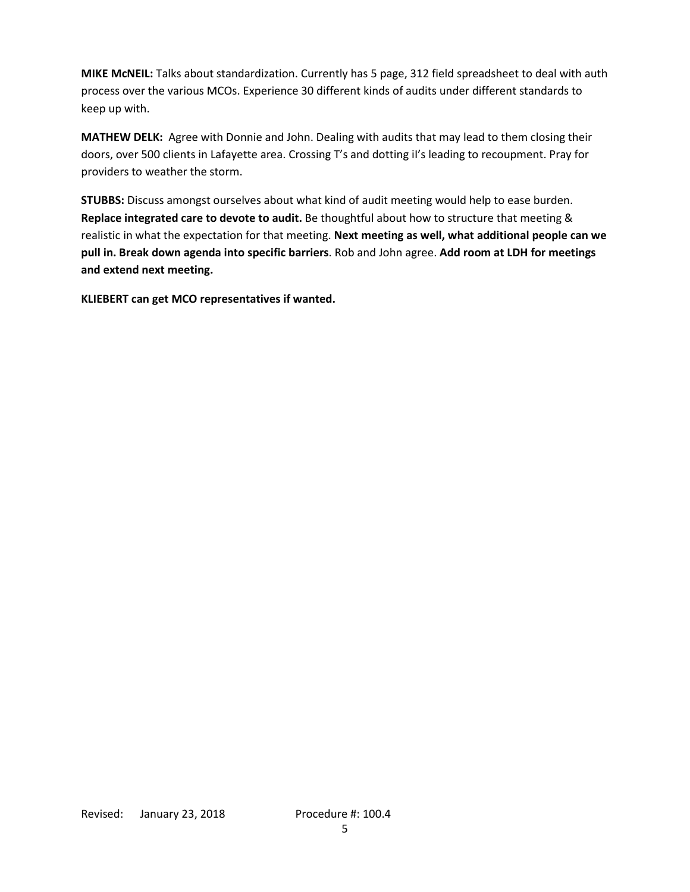**MIKE McNEIL:** Talks about standardization. Currently has 5 page, 312 field spreadsheet to deal with auth process over the various MCOs. Experience 30 different kinds of audits under different standards to keep up with.

**MATHEW DELK:** Agree with Donnie and John. Dealing with audits that may lead to them closing their doors, over 500 clients in Lafayette area. Crossing T's and dotting iI's leading to recoupment. Pray for providers to weather the storm.

**STUBBS:** Discuss amongst ourselves about what kind of audit meeting would help to ease burden. **Replace integrated care to devote to audit.** Be thoughtful about how to structure that meeting & realistic in what the expectation for that meeting. **Next meeting as well, what additional people can we pull in. Break down agenda into specific barriers**. Rob and John agree. **Add room at LDH for meetings and extend next meeting.**

**KLIEBERT can get MCO representatives if wanted.**

Revised: January 23, 2018 Procedure #: 100.4